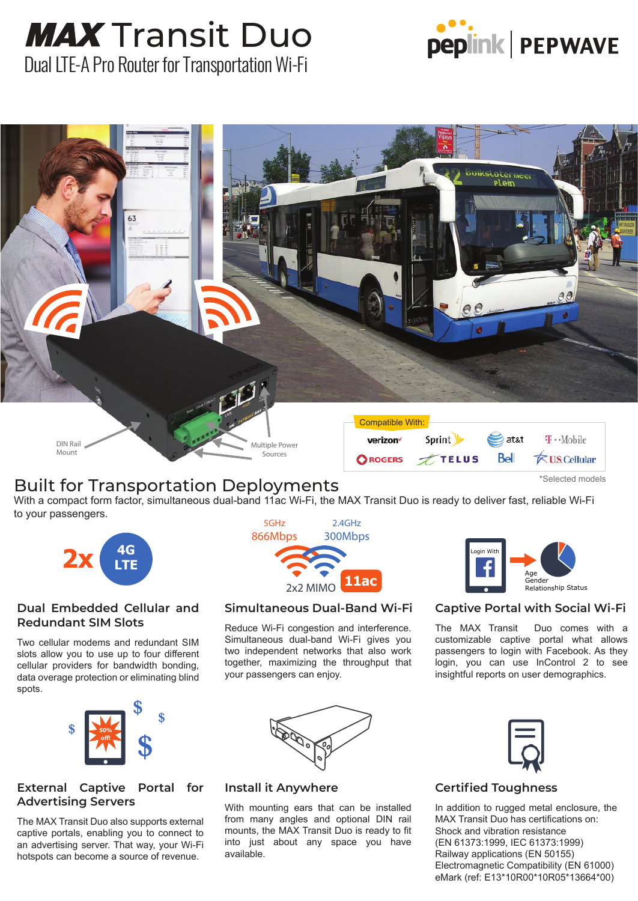# MAX Transit Duo

Dual LTE-A Pro Router for Transportation Wi-Fi

peplink | PEPWAVE

DIN Rail Mount

Multiple Power Sources

Compatible With:

verizon, Sprint, at&t, T-Mobile, ROGERS, TELUS, Bell, US Cellular

*Selected models

## Built for Transportation Deployments

With a compact form factor, simultaneous dual-band 11ac Wi-Fi, the MAX Transit Duo is ready to deliver fast, reliable Wi-Fi to your passengers.

2x 4G LTE

5GHz 866Mbps | 2.4GHz 300Mbps | 2x2 MIMO | 11ac

Login With | Age, Gender, Relationship Status

### Dual Embedded Cellular and Redundant SIM Slots

Two cellular modems and redundant SIM slots allow you to use up to four different cellular providers for bandwidth bonding, data overage protection or eliminating blind spots.

### Simultaneous Dual-Band Wi-Fi

Reduce Wi-Fi congestion and interference. Simultaneous dual-band Wi-Fi gives you two independent networks that also work together, maximizing the throughput that your passengers can enjoy.

### Captive Portal with Social Wi-Fi

The MAX Transit Duo comes with a customizable captive portal what allows passengers to login with Facebook. As they login, you can use InControl 2 to see insightful reports on user demographics.

### External Captive Portal for Advertising Servers

The MAX Transit Duo also supports external captive portals, enabling you to connect to an advertising server. That way, your Wi-Fi hotspots can become a source of revenue.

### Install it Anywhere

With mounting ears that can be installed from many angles and optional DIN rail mounts, the MAX Transit Duo is ready to fit into just about any space you have available.

### Certified Toughness

In addition to rugged metal enclosure, the MAX Transit Duo has certifications on:

Shock and vibration resistance
(EN 61373:1999, IEC 61373:1999)
Railway applications (EN 50155)
Electromagnetic Compatibility (EN 61000)
eMark (ref: E13*10R00*10R05*13664*00)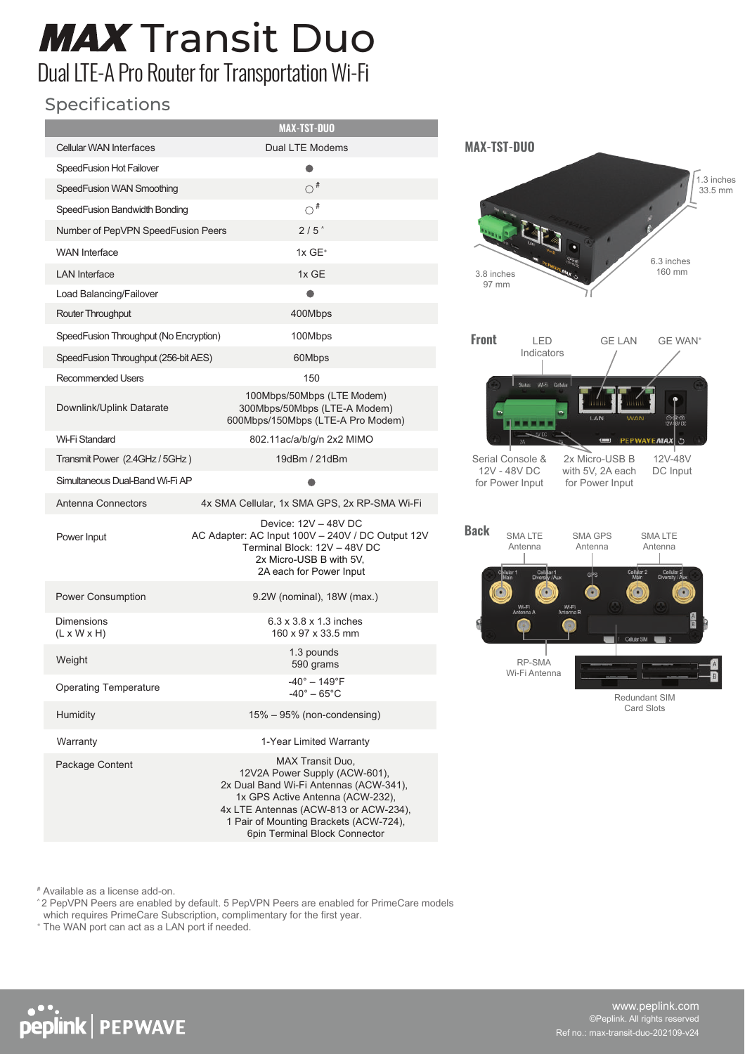# MAX Transit Duo

## Dual LTE-A Pro Router for Transportation Wi-Fi

### Specifications

| | MAX-TST-DUO |
|---|---|
| Cellular WAN Interfaces | Dual LTE Modems |
| SpeedFusion Hot Failover | ● |
| SpeedFusion WAN Smoothing | ○ # |
| SpeedFusion Bandwidth Bonding | ○ # |
| Number of PepVPN SpeedFusion Peers | 2 / 5 ^ |
| WAN Interface | 1x GE * |
| LAN Interface | 1x GE |
| Load Balancing/Failover | ● |
| Router Throughput | 400Mbps |
| SpeedFusion Throughput (No Encryption) | 100Mbps |
| SpeedFusion Throughput (256-bit AES) | 60Mbps |
| Recommended Users | 150 |
| Downlink/Uplink Datarate | 100Mbps/50Mbps (LTE Modem)<br>300Mbps/50Mbps (LTE-A Modem)<br>600Mbps/150Mbps (LTE-A Pro Modem) |
| Wi-Fi Standard | 802.11ac/a/b/g/n 2x2 MIMO |
| Transmit Power (2.4GHz / 5GHz ) | 19dBm / 21dBm |
| Simultaneous Dual-Band Wi-Fi AP | ● |
| Antenna Connectors | 4x SMA Cellular, 1x SMA GPS, 2x RP-SMA Wi-Fi |
| Power Input | Device: 12V – 48V DC<br>AC Adapter: AC Input 100V – 240V / DC Output 12V<br>Terminal Block: 12V – 48V DC<br>2x Micro-USB B with 5V,<br>2A each for Power Input |
| Power Consumption | 9.2W (nominal), 18W (max.) |
| Dimensions (L x W x H) | 6.3 x 3.8 x 1.3 inches<br>160 x 97 x 33.5 mm |
| Weight | 1.3 pounds<br>590 grams |
| Operating Temperature | -40° – 149°F<br>-40° – 65°C |
| Humidity | 15% – 95% (non-condensing) |
| Warranty | 1-Year Limited Warranty |
| Package Content | MAX Transit Duo,<br>12V2A Power Supply (ACW-601),<br>2x Dual Band Wi-Fi Antennas (ACW-341),<br>1x GPS Active Antenna (ACW-232),<br>4x LTE Antennas (ACW-813 or ACW-234),<br>1 Pair of Mounting Brackets (ACW-724),<br>6pin Terminal Block Connector |

**MAX-TST-DUO**

1.3 inches / 33.5 mm

6.3 inches / 160 mm

3.8 inches / 97 mm

**Front**

LED Indicators — GE LAN — GE WAN*

Serial Console & 12V - 48V DC for Power Input — 2x Micro-USB B with 5V, 2A each for Power Input — 12V-48V DC Input

**Back**

SMA LTE Antenna — SMA GPS Antenna — SMA LTE Antenna

RP-SMA Wi-Fi Antenna

Redundant SIM Card Slots

# Available as a license add-on.
^ 2 PepVPN Peers are enabled by default. 5 PepVPN Peers are enabled for PrimeCare models which requires PrimeCare Subscription, complimentary for the first year.
* The WAN port can act as a LAN port if needed.

www.peplink.com
©Peplink. All rights reserved
Ref no.: max-transit-duo-202109-v24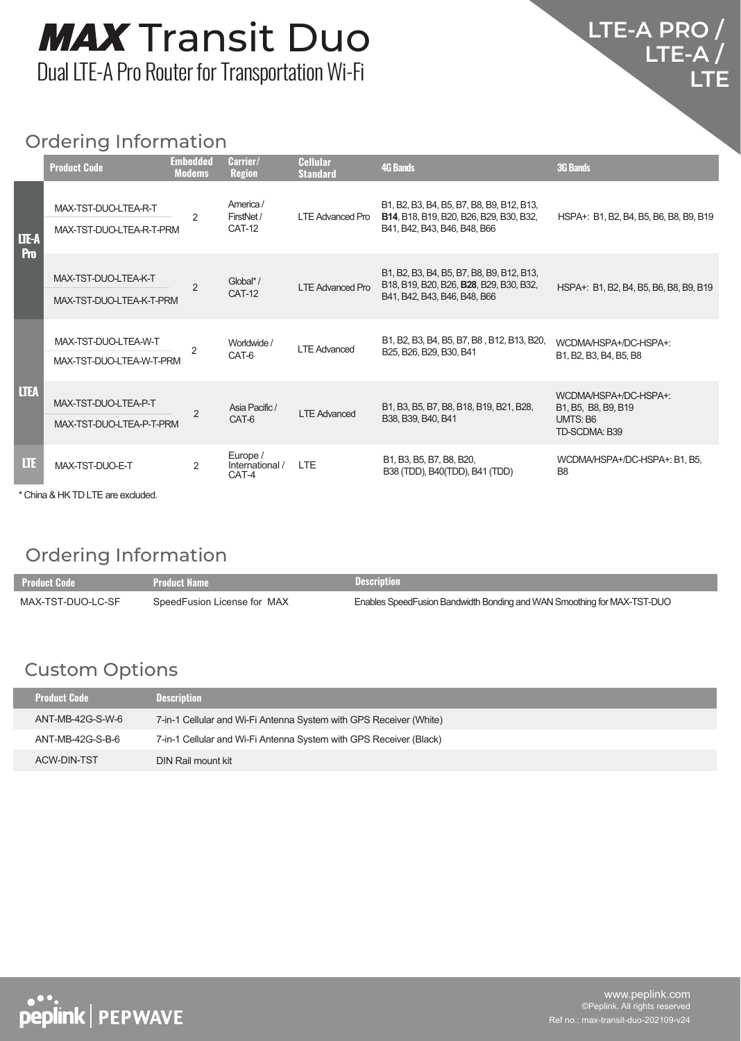# MAX Transit Duo

Dual LTE-A Pro Router for Transportation Wi-Fi

LTE-A PRO / LTE-A / LTE

## Ordering Information

| | Product Code | Embedded Modems | Carrier/ Region | Cellular Standard | 4G Bands | 3G Bands |
|---|---|---|---|---|---|---|
| LTE-A Pro | MAX-TST-DUO-LTEA-R-T<br>MAX-TST-DUO-LTEA-R-T-PRM | 2 | America / FirstNet / CAT-12 | LTE Advanced Pro | B1, B2, B3, B4, B5, B7, B8, B9, B12, B13, **B14**, B18, B19, B20, B26, B29, B30, B32, B41, B42, B43, B46, B48, B66 | HSPA+: B1, B2, B4, B5, B6, B8, B9, B19 |
| | MAX-TST-DUO-LTEA-K-T<br>MAX-TST-DUO-LTEA-K-T-PRM | 2 | Global* / CAT-12 | LTE Advanced Pro | B1, B2, B3, B4, B5, B7, B8, B9, B12, B13, B18, B19, B20, B26, **B28**, B29, B30, B32, B41, B42, B43, B46, B48, B66 | HSPA+: B1, B2, B4, B5, B6, B8, B9, B19 |
| LTEA | MAX-TST-DUO-LTEA-W-T<br>MAX-TST-DUO-LTEA-W-T-PRM | 2 | Worldwide / CAT-6 | LTE Advanced | B1, B2, B3, B4, B5, B7, B8 , B12, B13, B20, B25, B26, B29, B30, B41 | WCDMA/HSPA+/DC-HSPA+: B1, B2, B3, B4, B5, B8 |
| | MAX-TST-DUO-LTEA-P-T<br>MAX-TST-DUO-LTEA-P-T-PRM | 2 | Asia Pacific / CAT-6 | LTE Advanced | B1, B3, B5, B7, B8, B18, B19, B21, B28, B38, B39, B40, B41 | WCDMA/HSPA+/DC-HSPA+: B1, B5, B8, B9, B19<br>UMTS: B6<br>TD-SCDMA: B39 |
| LTE | MAX-TST-DUO-E-T | 2 | Europe / International / CAT-4 | LTE | B1, B3, B5, B7, B8, B20, B38 (TDD), B40(TDD), B41 (TDD) | WCDMA/HSPA+/DC-HSPA+: B1, B5, B8 |

* China & HK TD LTE are excluded.

## Ordering Information

| Product Code | Product Name | Description |
|---|---|---|
| MAX-TST-DUO-LC-SF | SpeedFusion License for MAX | Enables SpeedFusion Bandwidth Bonding and WAN Smoothing for MAX-TST-DUO |

## Custom Options

| Product Code | Description |
|---|---|
| ANT-MB-42G-S-W-6 | 7-in-1 Cellular and Wi-Fi Antenna System with GPS Receiver (White) |
| ANT-MB-42G-S-B-6 | 7-in-1 Cellular and Wi-Fi Antenna System with GPS Receiver (Black) |
| ACW-DIN-TST | DIN Rail mount kit |

peplink | PEPWAVE

www.peplink.com
©Peplink. All rights reserved
Ref no.: max-transit-duo-202109-v24